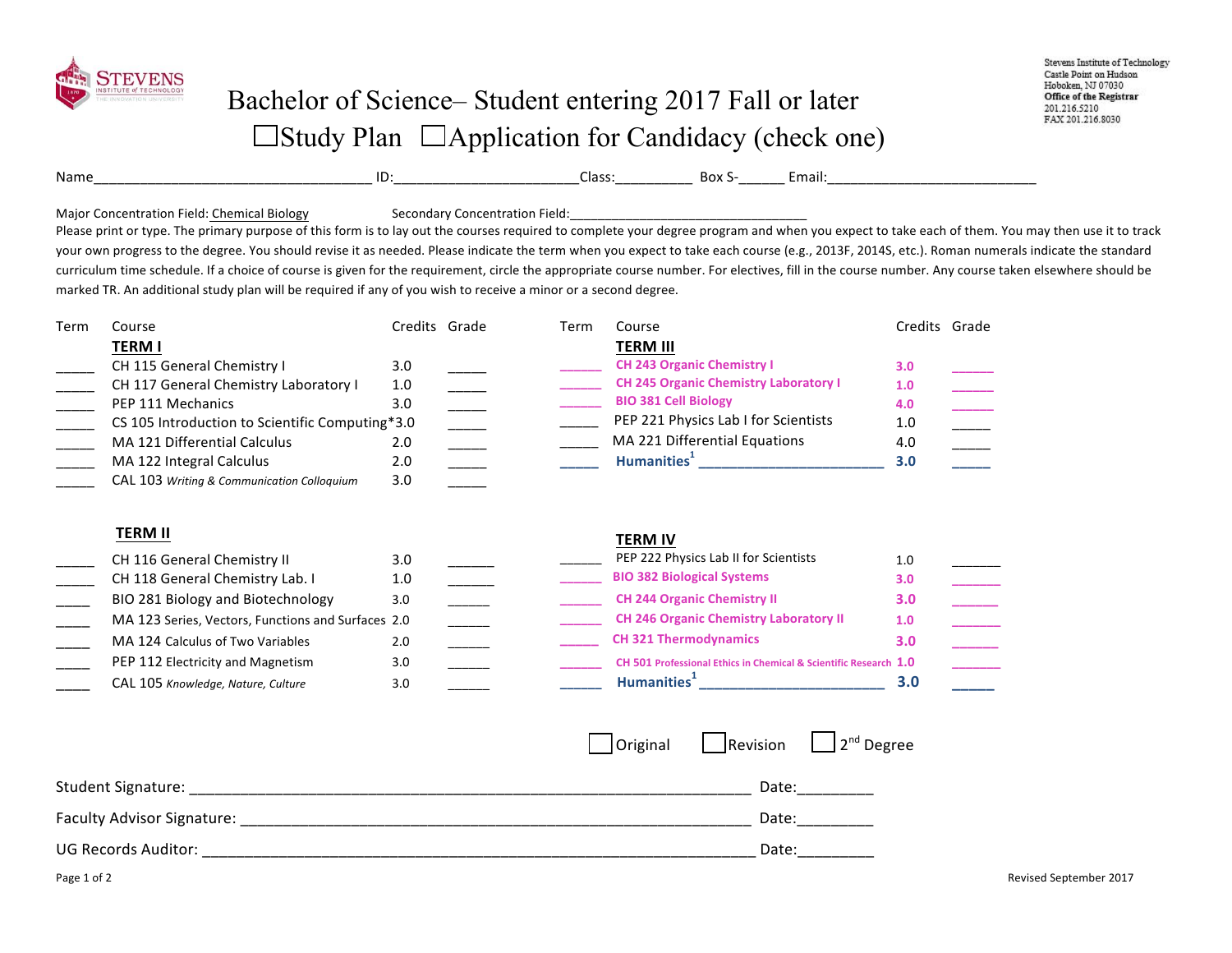# Bachelor of Science– Student entering 2017 Fall or later

☐Study Plan ☐Application for Candidacy (check one)

Stevens Institute of Technology
Castle Point on Hudson
Hoboken, NJ 07030
**Office of the Registrar**
201.216.5210
FAX 201.216.8030

Name_______________________________ ID:______________________Class:__________ Box S-______ Email:__________________________

Major Concentration Field: Chemical Biology Secondary Concentration Field:_______________________________

Please print or type. The primary purpose of this form is to lay out the courses required to complete your degree program and when you expect to take each of them. You may then use it to track your own progress to the degree. You should revise it as needed. Please indicate the term when you expect to take each course (e.g., 2013F, 2014S, etc.). Roman numerals indicate the standard curriculum time schedule. If a choice of course is given for the requirement, circle the appropriate course number. For electives, fill in the course number. Any course taken elsewhere should be marked TR. An additional study plan will be required if any of you wish to receive a minor or a second degree.

| Term | Course | Credits | Grade |
|---|---|---|---|
| | **TERM I** | | |
| _____ | CH 115 General Chemistry I | 3.0 | _____ |
| _____ | CH 117 General Chemistry Laboratory I | 1.0 | _____ |
| _____ | PEP 111 Mechanics | 3.0 | _____ |
| _____ | CS 105 Introduction to Scientific Computing* | 3.0 | _____ |
| _____ | MA 121 Differential Calculus | 2.0 | _____ |
| _____ | MA 122 Integral Calculus | 2.0 | _____ |
| _____ | CAL 103 *Writing & Communication Colloquium* | 3.0 | _____ |
| | **TERM II** | | |
| _____ | CH 116 General Chemistry II | 3.0 | _____ |
| _____ | CH 118 General Chemistry Lab. I | 1.0 | _____ |
| _____ | BIO 281 Biology and Biotechnology | 3.0 | _____ |
| _____ | MA 123 Series, Vectors, Functions and Surfaces | 2.0 | _____ |
| _____ | MA 124 Calculus of Two Variables | 2.0 | _____ |
| _____ | PEP 112 Electricity and Magnetism | 3.0 | _____ |
| _____ | CAL 105 *Knowledge, Nature, Culture* | 3.0 | _____ |

| Term | Course | Credits | Grade |
|---|---|---|---|
| | **TERM III** | | |
| _____ | **CH 243 Organic Chemistry I** | **3.0** | _____ |
| _____ | **CH 245 Organic Chemistry Laboratory I** | **1.0** | _____ |
| _____ | **BIO 381 Cell Biology** | **4.0** | _____ |
| _____ | PEP 221 Physics Lab I for Scientists | 1.0 | _____ |
| _____ | MA 221 Differential Equations | 4.0 | _____ |
| _____ | **Humanities**[1] ________________________ | **3.0** | _____ |
| | **TERM IV** | | |
| _____ | PEP 222 Physics Lab II for Scientists | 1.0 | _____ |
| _____ | **BIO 382 Biological Systems** | **3.0** | _____ |
| _____ | **CH 244 Organic Chemistry II** | **3.0** | _____ |
| _____ | **CH 246 Organic Chemistry Laboratory II** | **1.0** | _____ |
| _____ | **CH 321 Thermodynamics** | **3.0** | _____ |
| _____ | **CH 501 Professional Ethics in Chemical & Scientific Research** | **1.0** | _____ |
| _____ | **Humanities**[1] ________________________ | **3.0** | _____ |

☐ Original ☐ Revision ☐ 2nd Degree

Student Signature: ____________________________________________ Date:_________

Faculty Advisor Signature: _____________________________________ Date:_________

UG Records Auditor: __________________________________________ Date:_________

Revised September 2017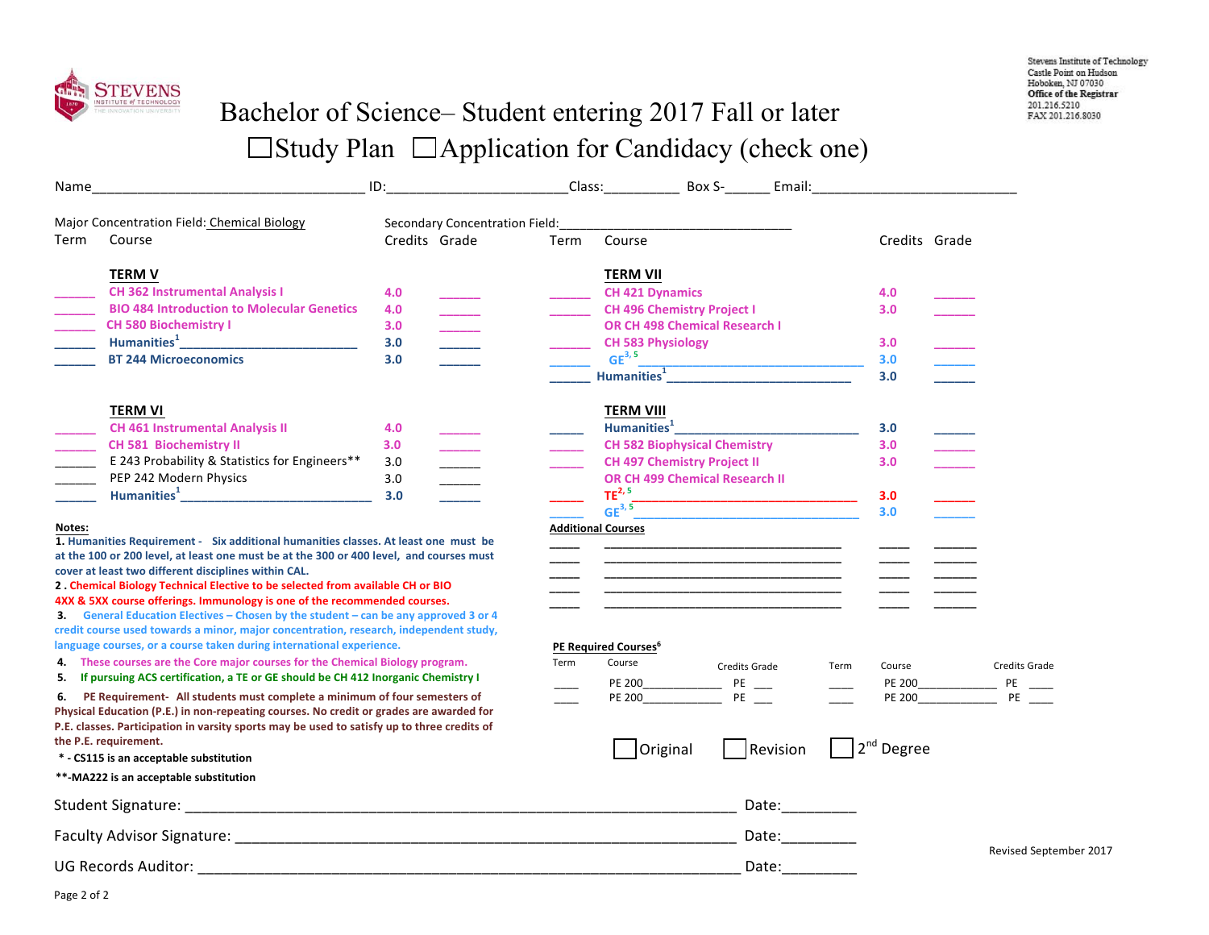Stevens Institute of Technology
Castle Point on Hudson
Hoboken, NJ 07030
**Office of the Registrar**
201.216.5210
FAX 201.216.8030

# Bachelor of Science– Student entering 2017 Fall or later

☐Study Plan ☐Application for Candidacy (check one)

Name_____________________________________ ID:________________________Class:__________ Box S-______ Email:____________________________

Major Concentration Field: Chemical Biology

Secondary Concentration Field:__________________________________

| Term | Course | Credits | Grade |
|---|---|---|---|
| | **TERM V** | | |
| ______ | **CH 362 Instrumental Analysis I** | 4.0 | ______ |
| ______ | **BIO 484 Introduction to Molecular Genetics** | 4.0 | ______ |
| ______ | **CH 580 Biochemistry I** | 3.0 | ______ |
| ______ | **Humanities**[1]____________________________ | 3.0 | ______ |
| ______ | **BT 244 Microeconomics** | 3.0 | ______ |
| | **TERM VI** | | |
| ______ | **CH 461 Instrumental Analysis II** | 4.0 | ______ |
| ______ | **CH 581 Biochemistry II** | 3.0 | ______ |
| ______ | E 243 Probability & Statistics for Engineers** | 3.0 | ______ |
| ______ | PEP 242 Modern Physics | 3.0 | ______ |
| ______ | **Humanities**[1]____________________________ | 3.0 | ______ |

| Term | Course | Credits | Grade |
|---|---|---|---|
| | **TERM VII** | | |
| ______ | **CH 421 Dynamics** | 4.0 | ______ |
| ______ | **CH 496 Chemistry Project I** <br> **OR CH 498 Chemical Research I** | 3.0 | ______ |
| ______ | **CH 583 Physiology** | 3.0 | ______ |
| ______ | **GE**[3, 5]____________________________ | 3.0 | ______ |
| ______ | **Humanities**[1]____________________________ | 3.0 | ______ |
| | **TERM VIII** | | |
| ______ | **Humanities**[1]____________________________ | 3.0 | ______ |
| ______ | **CH 582 Biophysical Chemistry** | 3.0 | ______ |
| ______ | **CH 497 Chemistry Project II** <br> **OR CH 499 Chemical Research II** | 3.0 | ______ |
| ______ | **TE**[2, 5]____________________________ | 3.0 | ______ |
| ______ | **GE**[3, 5]____________________________ | 3.0 | ______ |

**Additional Courses**

| Term | Course | Credits | Grade |
|---|---|---|---|
| ____ | ____________________________________ | ____ | ______ |
| ____ | ____________________________________ | ____ | ______ |
| ____ | ____________________________________ | ____ | ______ |
| ____ | ____________________________________ | ____ | ______ |
| ____ | ____________________________________ | ____ | ______ |

**Notes:**

1. **Humanities Requirement - Six additional humanities classes. At least one must be at the 100 or 200 level, at least one must be at the 300 or 400 level, and courses must cover at least two different disciplines within CAL.**
2. **Chemical Biology Technical Elective to be selected from available CH or BIO 4XX & 5XX course offerings. Immunology is one of the recommended courses.**
3. **General Education Electives – Chosen by the student – can be any approved 3 or 4 credit course used towards a minor, major concentration, research, independent study, language courses, or a course taken during international experience.**
4. **These courses are the Core major courses for the Chemical Biology program.**
5. **If pursuing ACS certification, a TE or GE should be CH 412 Inorganic Chemistry I**
6. **PE Requirement- All students must complete a minimum of four semesters of Physical Education (P.E.) in non-repeating courses. No credit or grades are awarded for P.E. classes. Participation in varsity sports may be used to satisfy up to three credits of the P.E. requirement.**

**\* - CS115 is an acceptable substitution**

**\*\*-MA222 is an acceptable substitution**

**PE Required Courses**[6]

| Term | Course | Credits | Grade | Term | Course | Credits | Grade |
|---|---|---|---|---|---|---|---|
| ____ | PE 200____________ | PE | ___ | ____ | PE 200____________ | PE | ____ |
| ____ | PE 200____________ | PE | ___ | ____ | PE 200____________ | PE | ____ |

☐Original ☐Revision ☐2nd Degree

Student Signature: ____________________________________________________________ Date:_________

Faculty Advisor Signature: ______________________________________________________ Date:_________

UG Records Auditor: ___________________________________________________________ Date:_________

Revised September 2017